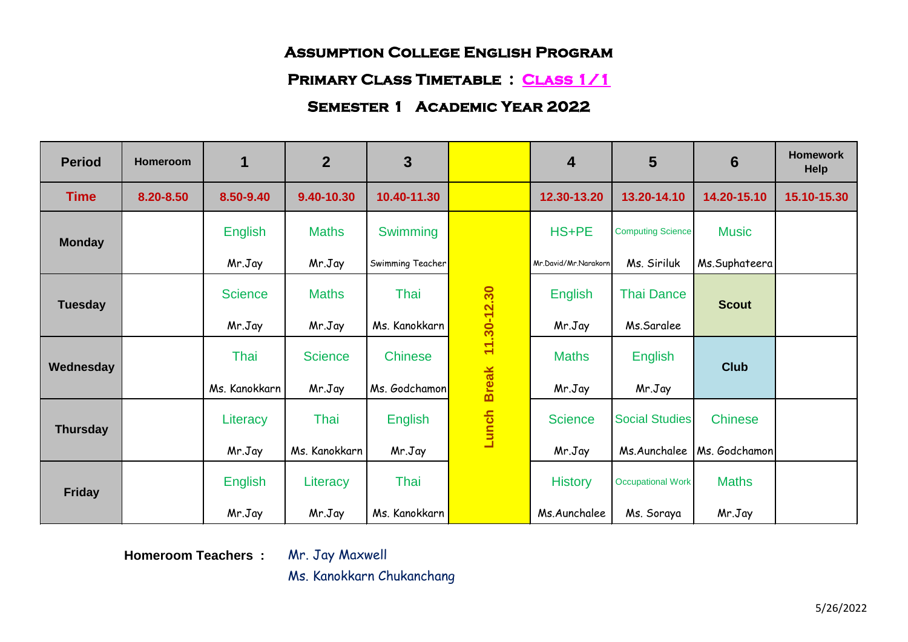# Assumption College English Program

## Primary Class Timetable : Class 1/1

## Semester 1 Academic Year 2022

| Period | Homeroom | 1 | 2 | 3 | | 4 | 5 | 6 | Homework Help |
|---|---|---|---|---|---|---|---|---|---|
| Time | 8.20-8.50 | 8.50-9.40 | 9.40-10.30 | 10.40-11.30 | | 12.30-13.20 | 13.20-14.10 | 14.20-15.10 | 15.10-15.30 |
| Monday | | English Mr.Jay | Maths Mr.Jay | Swimming Swimming Teacher | Lunch Break 11.30-12.30 | HS+PE Mr.David/Mr.Narakorn | Computing Science Ms. Siriluk | Music Ms.Suphateera | |
| Tuesday | | Science Mr.Jay | Maths Mr.Jay | Thai Ms. Kanokkarn | | English Mr.Jay | Thai Dance Ms.Saralee | Scout | |
| Wednesday | | Thai Ms. Kanokkarn | Science Mr.Jay | Chinese Ms. Godchamon | | Maths Mr.Jay | English Mr.Jay | Club | |
| Thursday | | Literacy Mr.Jay | Thai Ms. Kanokkarn | English Mr.Jay | | Science Mr.Jay | Social Studies Ms.Aunchalee | Chinese Ms. Godchamon | |
| Friday | | English Mr.Jay | Literacy Mr.Jay | Thai Ms. Kanokkarn | | History Ms.Aunchalee | Occupational Work Ms. Soraya | Maths Mr.Jay | |

**Homeroom Teachers :** Mr. Jay Maxwell
Ms. Kanokkarn Chukanchang

5/26/2022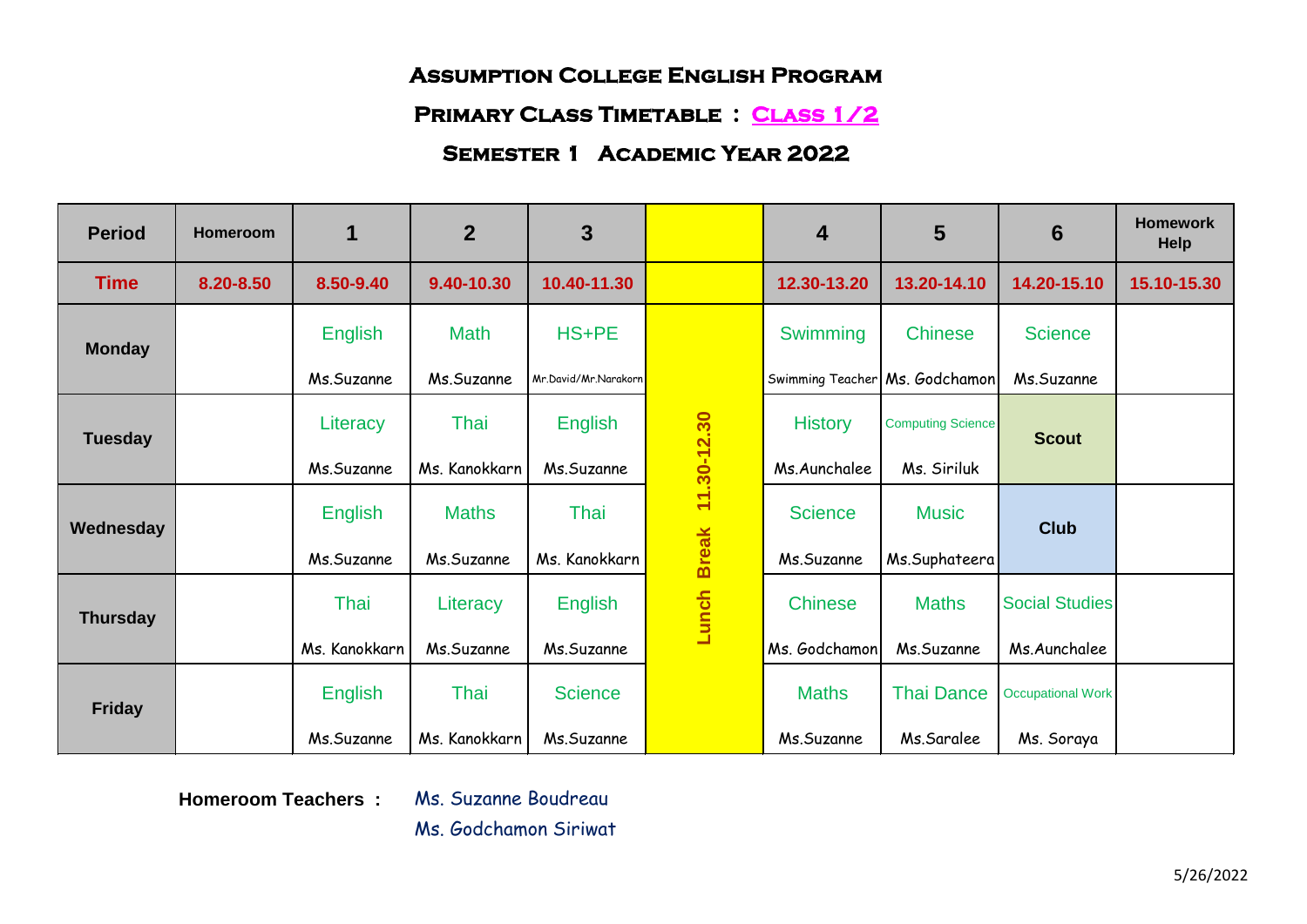# Assumption College English Program

## Primary Class Timetable : Class 1/2

### Semester 1 Academic Year 2022

| Period | Homeroom | 1 | 2 | 3 | | 4 | 5 | 6 | Homework Help |
|---|---|---|---|---|---|---|---|---|---|
| Time | 8.20-8.50 | 8.50-9.40 | 9.40-10.30 | 10.40-11.30 | | 12.30-13.20 | 13.20-14.10 | 14.20-15.10 | 15.10-15.30 |
| Monday | | English Ms.Suzanne | Math Ms.Suzanne | HS+PE Mr.David/Mr.Narakorn | Lunch Break 11.30-12.30 | Swimming Swimming Teacher | Chinese Ms. Godchamon | Science Ms.Suzanne | |
| Tuesday | | Literacy Ms.Suzanne | Thai Ms. Kanokkarn | English Ms.Suzanne | | History Ms.Aunchalee | Computing Science Ms. Siriluk | Scout | |
| Wednesday | | English Ms.Suzanne | Maths Ms.Suzanne | Thai Ms. Kanokkarn | | Science Ms.Suzanne | Music Ms.Suphateera | Club | |
| Thursday | | Thai Ms. Kanokkarn | Literacy Ms.Suzanne | English Ms.Suzanne | | Chinese Ms. Godchamon | Maths Ms.Suzanne | Social Studies Ms.Aunchalee | |
| Friday | | English Ms.Suzanne | Thai Ms. Kanokkarn | Science Ms.Suzanne | | Maths Ms.Suzanne | Thai Dance Ms.Saralee | Occupational Work Ms. Soraya | |

**Homeroom Teachers :** Ms. Suzanne Boudreau
Ms. Godchamon Siriwat

5/26/2022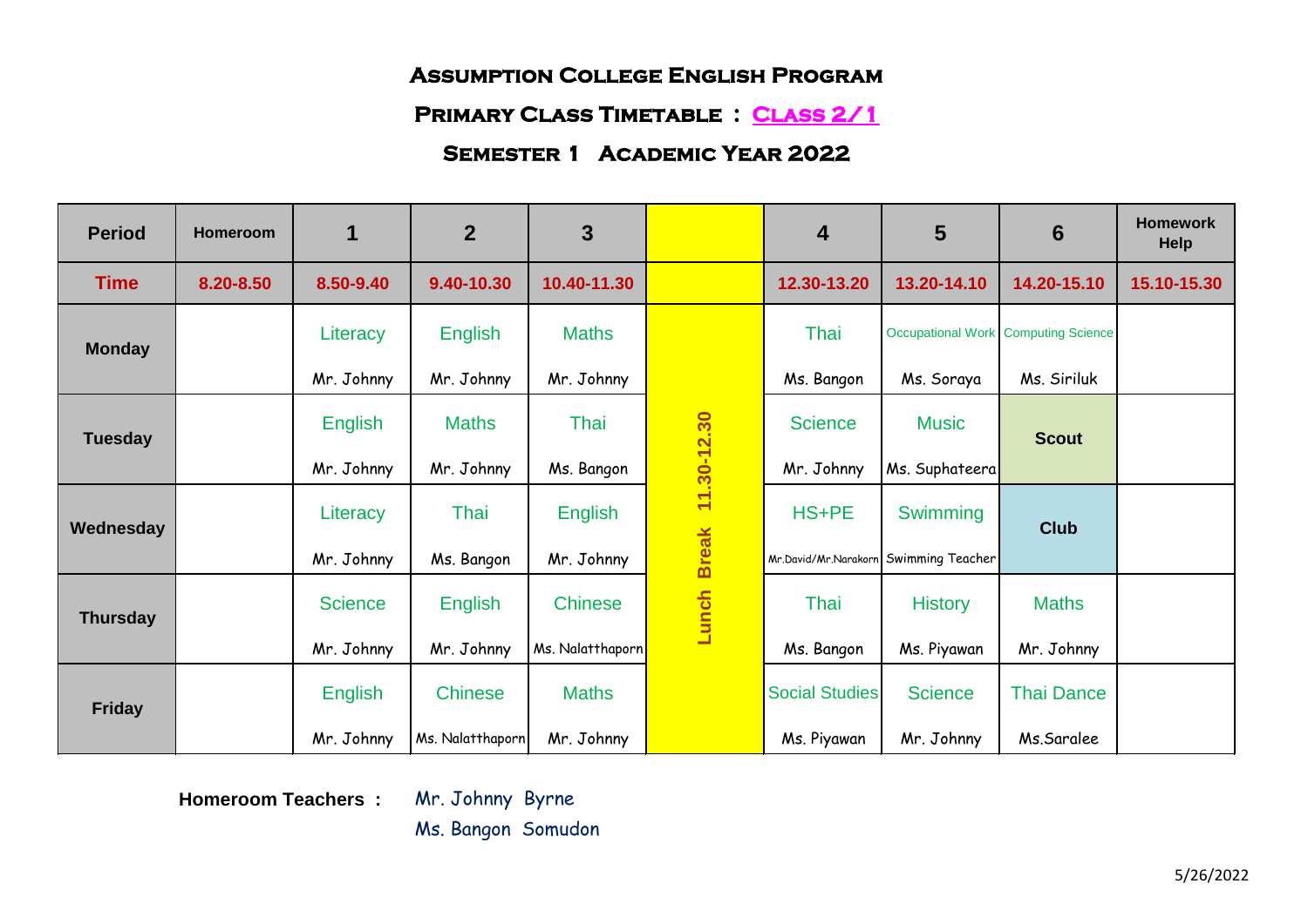# Assumption College English Program

## Primary Class Timetable : Class 2/1

## Semester 1 Academic Year 2022

| Period | Homeroom | 1 | 2 | 3 | | 4 | 5 | 6 | Homework Help |
|---|---|---|---|---|---|---|---|---|---|
| **Time** | 8.20-8.50 | 8.50-9.40 | 9.40-10.30 | 10.40-11.30 | | 12.30-13.20 | 13.20-14.10 | 14.20-15.10 | 15.10-15.30 |
| **Monday** | | Literacy<br>Mr. Johnny | English<br>Mr. Johnny | Maths<br>Mr. Johnny | Lunch Break 11.30-12.30 | Thai<br>Ms. Bangon | Occupational Work<br>Ms. Soraya | Computing Science<br>Ms. Siriluk | |
| **Tuesday** | | English<br>Mr. Johnny | Maths<br>Mr. Johnny | Thai<br>Ms. Bangon | | Science<br>Mr. Johnny | Music<br>Ms. Suphateera | **Scout** | |
| **Wednesday** | | Literacy<br>Mr. Johnny | Thai<br>Ms. Bangon | English<br>Mr. Johnny | | HS+PE<br>Mr.David/Mr.Narakorn | Swimming<br>Swimming Teacher | **Club** | |
| **Thursday** | | Science<br>Mr. Johnny | English<br>Mr. Johnny | Chinese<br>Ms. Nalatthaporn | | Thai<br>Ms. Bangon | History<br>Ms. Piyawan | Maths<br>Mr. Johnny | |
| **Friday** | | English<br>Mr. Johnny | Chinese<br>Ms. Nalatthaporn | Maths<br>Mr. Johnny | | Social Studies<br>Ms. Piyawan | Science<br>Mr. Johnny | Thai Dance<br>Ms.Saralee | |

**Homeroom Teachers :** Mr. Johnny Byrne
Ms. Bangon Somudon

5/26/2022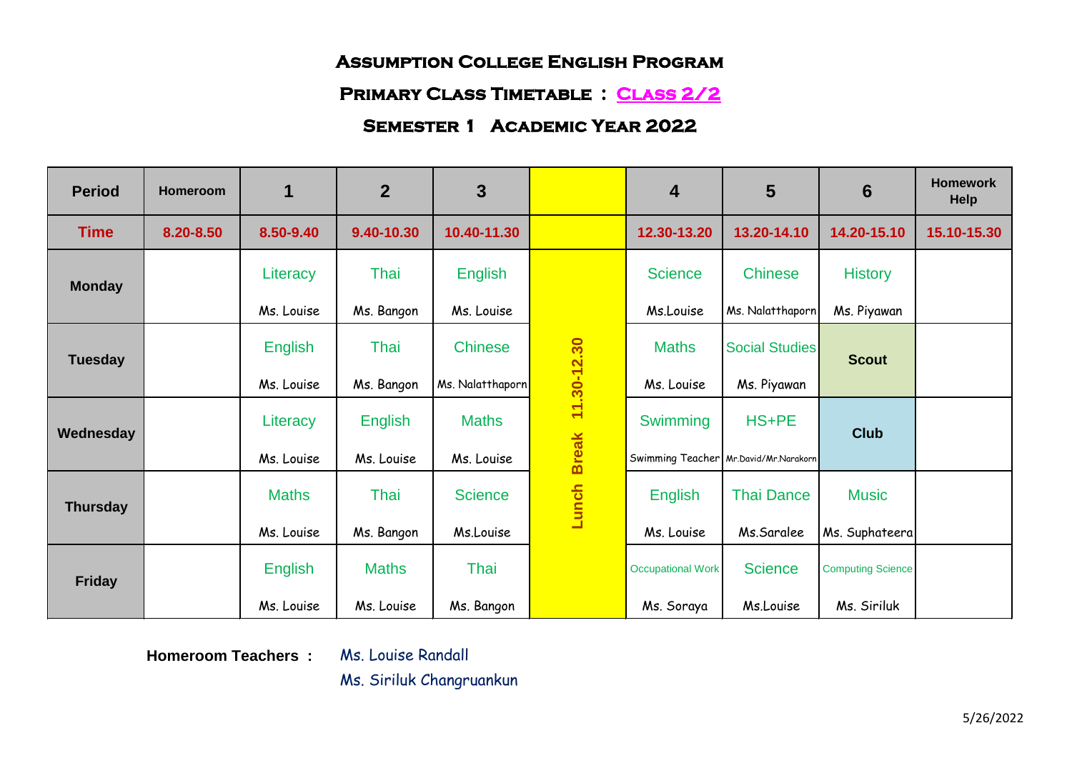# Assumption College English Program

## Primary Class Timetable : Class 2/2

## Semester 1 Academic Year 2022

| Period | Homeroom | 1 | 2 | 3 | | 4 | 5 | 6 | Homework Help |
|---|---|---|---|---|---|---|---|---|---|
| **Time** | 8.20-8.50 | 8.50-9.40 | 9.40-10.30 | 10.40-11.30 | | 12.30-13.20 | 13.20-14.10 | 14.20-15.10 | 15.10-15.30 |
| **Monday** | | Literacy<br>Ms. Louise | Thai<br>Ms. Bangon | English<br>Ms. Louise | Lunch Break 11.30-12.30 | Science<br>Ms.Louise | Chinese<br>Ms. Nalatthaporn | History<br>Ms. Piyawan | |
| **Tuesday** | | English<br>Ms. Louise | Thai<br>Ms. Bangon | Chinese<br>Ms. Nalatthaporn | | Maths<br>Ms. Louise | Social Studies<br>Ms. Piyawan | **Scout** | |
| **Wednesday** | | Literacy<br>Ms. Louise | English<br>Ms. Louise | Maths<br>Ms. Louise | | Swimming<br>Swimming Teacher | HS+PE<br>Mr.David/Mr.Narakorn | **Club** | |
| **Thursday** | | Maths<br>Ms. Louise | Thai<br>Ms. Bangon | Science<br>Ms.Louise | | English<br>Ms. Louise | Thai Dance<br>Ms.Saralee | Music<br>Ms. Suphateera | |
| **Friday** | | English<br>Ms. Louise | Maths<br>Ms. Louise | Thai<br>Ms. Bangon | | Occupational Work<br>Ms. Soraya | Science<br>Ms.Louise | Computing Science<br>Ms. Siriluk | |

**Homeroom Teachers :** Ms. Louise Randall
Ms. Siriluk Changruankun

5/26/2022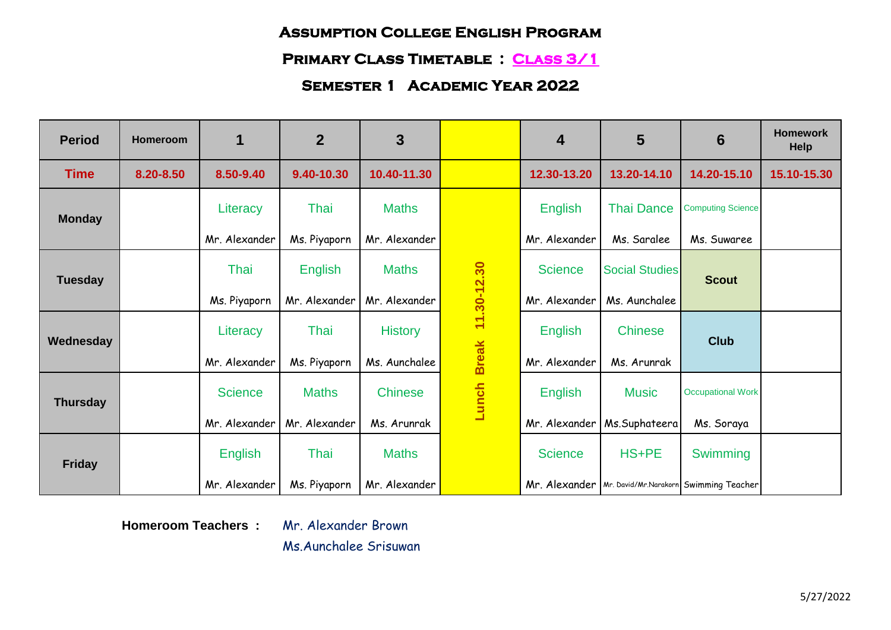# Assumption College English Program

## Primary Class Timetable : Class 3/1

## Semester 1 Academic Year 2022

| Period | Homeroom | 1 | 2 | 3 | | 4 | 5 | 6 | Homework Help |
|---|---|---|---|---|---|---|---|---|---|
| **Time** | 8.20-8.50 | 8.50-9.40 | 9.40-10.30 | 10.40-11.30 | | 12.30-13.20 | 13.20-14.10 | 14.20-15.10 | 15.10-15.30 |
| **Monday** | | Literacy<br>Mr. Alexander | Thai<br>Ms. Piyaporn | Maths<br>Mr. Alexander | Lunch Break 11.30-12.30 | English<br>Mr. Alexander | Thai Dance<br>Ms. Saralee | Computing Science<br>Ms. Suwaree | |
| **Tuesday** | | Thai<br>Ms. Piyaporn | English<br>Mr. Alexander | Maths<br>Mr. Alexander | | Science<br>Mr. Alexander | Social Studies<br>Ms. Aunchalee | **Scout** | |
| **Wednesday** | | Literacy<br>Mr. Alexander | Thai<br>Ms. Piyaporn | History<br>Ms. Aunchalee | | English<br>Mr. Alexander | Chinese<br>Ms. Arunrak | **Club** | |
| **Thursday** | | Science<br>Mr. Alexander | Maths<br>Mr. Alexander | Chinese<br>Ms. Arunrak | | English<br>Mr. Alexander | Music<br>Ms.Suphateera | Occupational Work<br>Ms. Soraya | |
| **Friday** | | English<br>Mr. Alexander | Thai<br>Ms. Piyaporn | Maths<br>Mr. Alexander | | Science<br>Mr. Alexander | HS+PE<br>Mr. David/Mr.Narakorn | Swimming<br>Swimming Teacher | |

**Homeroom Teachers :** Mr. Alexander Brown
Ms.Aunchalee Srisuwan

5/27/2022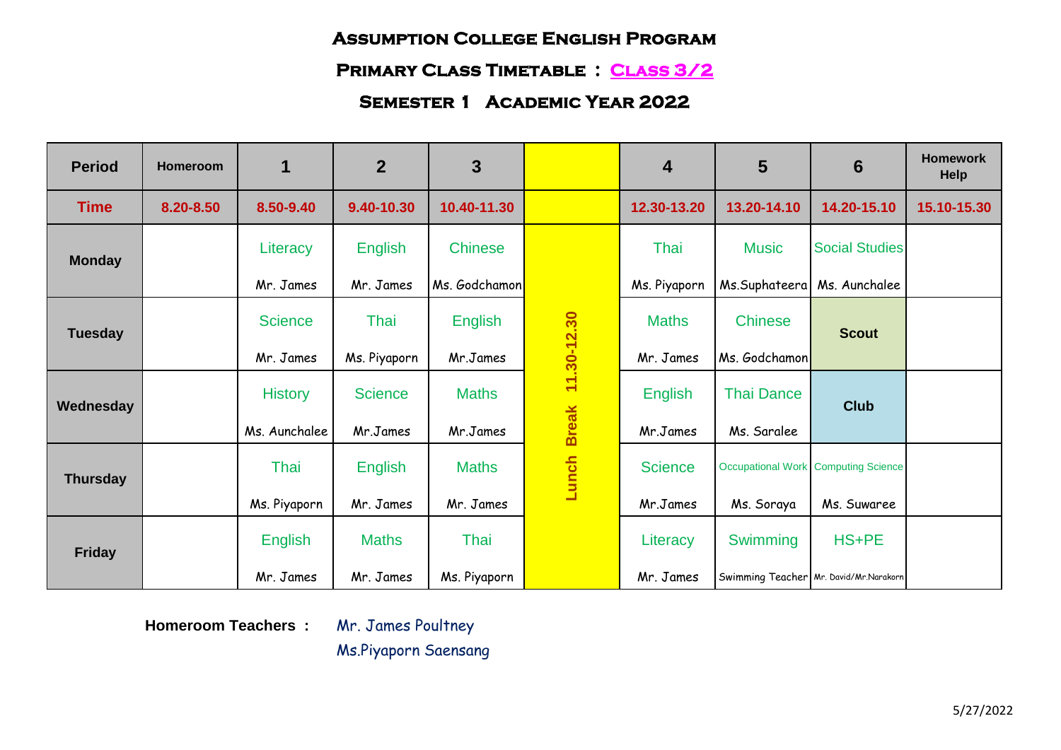# Assumption College English Program

## Primary Class Timetable : Class 3/2

## Semester 1 Academic Year 2022

| Period | Homeroom | 1 | 2 | 3 | | 4 | 5 | 6 | Homework Help |
|---|---|---|---|---|---|---|---|---|---|
| **Time** | 8.20-8.50 | 8.50-9.40 | 9.40-10.30 | 10.40-11.30 | | 12.30-13.20 | 13.20-14.10 | 14.20-15.10 | 15.10-15.30 |
| **Monday** | | Literacy<br>Mr. James | English<br>Mr. James | Chinese<br>Ms. Godchamon | Lunch Break 11.30-12.30 | Thai<br>Ms. Piyaporn | Music<br>Ms.Suphateera | Social Studies<br>Ms. Aunchalee | |
| **Tuesday** | | Science<br>Mr. James | Thai<br>Ms. Piyaporn | English<br>Mr.James | | Maths<br>Mr. James | Chinese<br>Ms. Godchamon | **Scout** | |
| **Wednesday** | | History<br>Ms. Aunchalee | Science<br>Mr.James | Maths<br>Mr.James | | English<br>Mr.James | Thai Dance<br>Ms. Saralee | **Club** | |
| **Thursday** | | Thai<br>Ms. Piyaporn | English<br>Mr. James | Maths<br>Mr. James | | Science<br>Mr.James | Occupational Work<br>Ms. Soraya | Computing Science<br>Ms. Suwaree | |
| **Friday** | | English<br>Mr. James | Maths<br>Mr. James | Thai<br>Ms. Piyaporn | | Literacy<br>Mr. James | Swimming<br>Swimming Teacher | HS+PE<br>Mr. David/Mr.Narakorn | |

**Homeroom Teachers :** Mr. James Poultney
Ms.Piyaporn Saensang

5/27/2022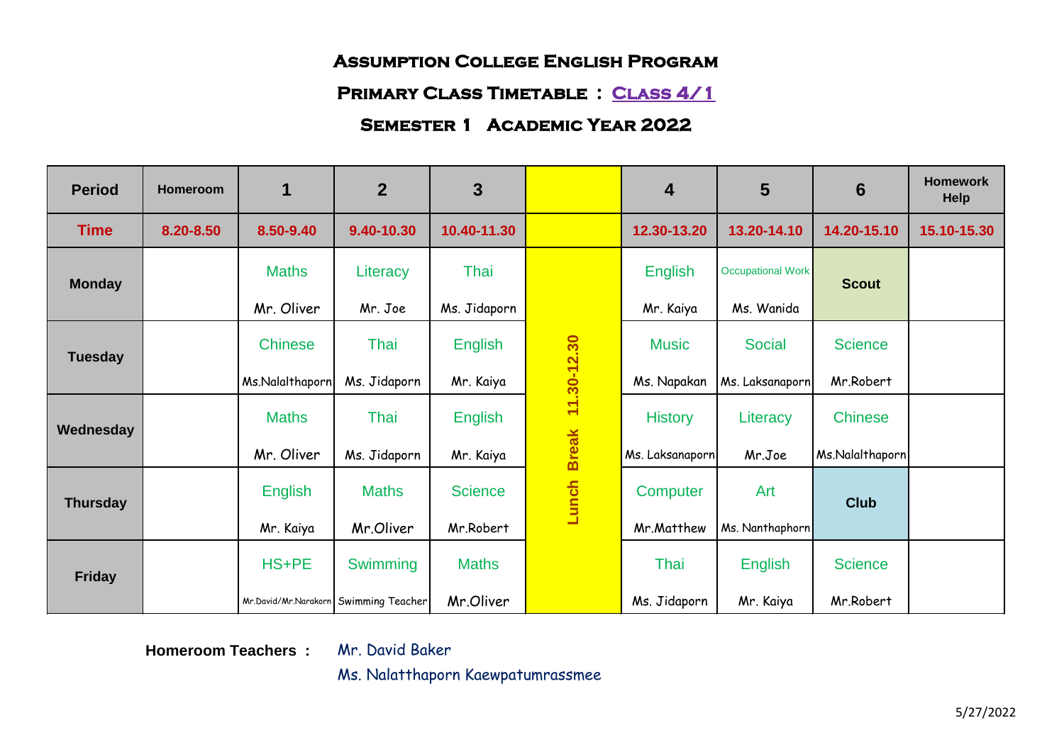# Assumption College English Program

## Primary Class Timetable : Class 4/1

## Semester 1 Academic Year 2022

| Period | Homeroom | 1 | 2 | 3 | | 4 | 5 | 6 | Homework Help |
|---|---|---|---|---|---|---|---|---|---|
| Time | 8.20-8.50 | 8.50-9.40 | 9.40-10.30 | 10.40-11.30 | | 12.30-13.20 | 13.20-14.10 | 14.20-15.10 | 15.10-15.30 |
| Monday | | Maths Mr. Oliver | Literacy Mr. Joe | Thai Ms. Jidaporn | Lunch Break 11.30-12.30 | English Mr. Kaiya | Occupational Work Ms. Wanida | Scout | |
| Tuesday | | Chinese Ms.Nalalthaporn | Thai Ms. Jidaporn | English Mr. Kaiya | | Music Ms. Napakan | Social Ms. Laksanaporn | Science Mr.Robert | |
| Wednesday | | Maths Mr. Oliver | Thai Ms. Jidaporn | English Mr. Kaiya | | History Ms. Laksanaporn | Literacy Mr.Joe | Chinese Ms.Nalalthaporn | |
| Thursday | | English Mr. Kaiya | Maths Mr.Oliver | Science Mr.Robert | | Computer Mr.Matthew | Art Ms. Nanthaphorn | Club | |
| Friday | | HS+PE Mr.David/Mr.Narakorn | Swimming Swimming Teacher | Maths Mr.Oliver | | Thai Ms. Jidaporn | English Mr. Kaiya | Science Mr.Robert | |

**Homeroom Teachers :** Mr. David Baker
Ms. Nalatthaporn Kaewpatumrassmee

5/27/2022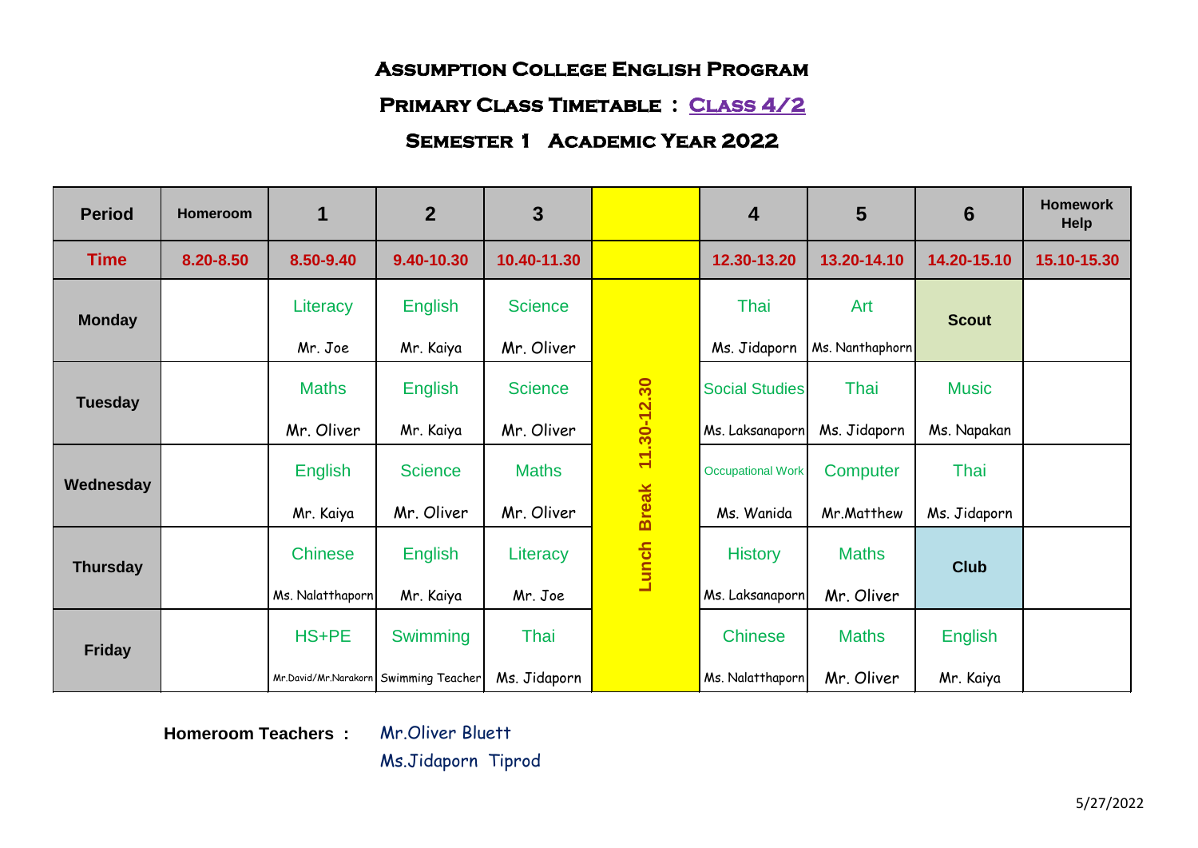# Assumption College English Program

## Primary Class Timetable : Class 4/2

## Semester 1 Academic Year 2022

| Period | Homeroom | 1 | 2 | 3 | | 4 | 5 | 6 | Homework Help |
|---|---|---|---|---|---|---|---|---|---|
| Time | 8.20-8.50 | 8.50-9.40 | 9.40-10.30 | 10.40-11.30 | | 12.30-13.20 | 13.20-14.10 | 14.20-15.10 | 15.10-15.30 |
| Monday | | Literacy Mr. Joe | English Mr. Kaiya | Science Mr. Oliver | Lunch Break 11.30-12.30 | Thai Ms. Jidaporn | Art Ms. Nanthaphorn | Scout | |
| Tuesday | | Maths Mr. Oliver | English Mr. Kaiya | Science Mr. Oliver | | Social Studies Ms. Laksanaporn | Thai Ms. Jidaporn | Music Ms. Napakan | |
| Wednesday | | English Mr. Kaiya | Science Mr. Oliver | Maths Mr. Oliver | | Occupational Work Ms. Wanida | Computer Mr.Matthew | Thai Ms. Jidaporn | |
| Thursday | | Chinese Ms. Nalatthaporn | English Mr. Kaiya | Literacy Mr. Joe | | History Ms. Laksanaporn | Maths Mr. Oliver | Club | |
| Friday | | HS+PE Mr.David/Mr.Narakorn | Swimming Swimming Teacher | Thai Ms. Jidaporn | | Chinese Ms. Nalatthaporn | Maths Mr. Oliver | English Mr. Kaiya | |

**Homeroom Teachers :** Mr.Oliver Bluett
Ms.Jidaporn Tiprod

5/27/2022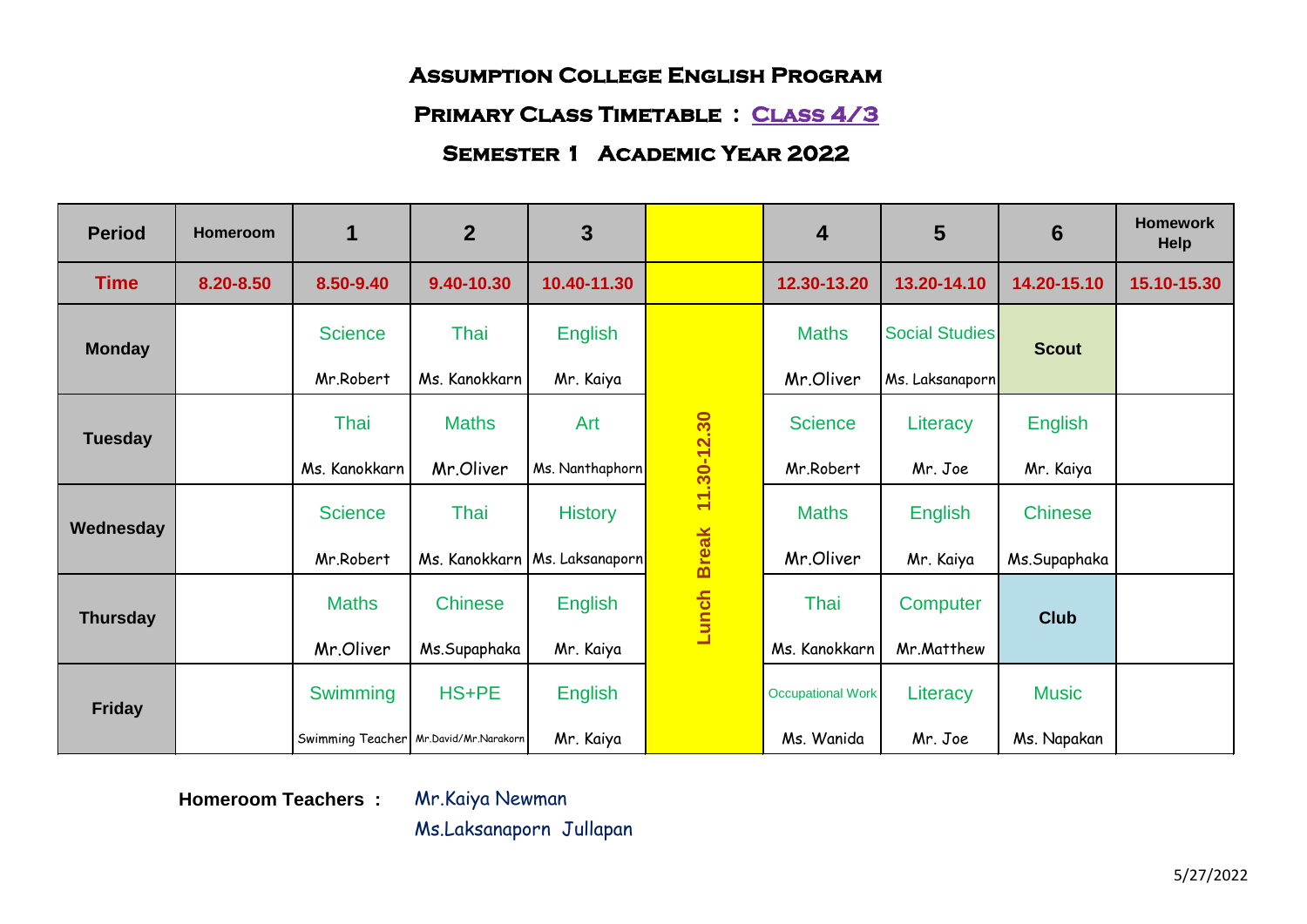# Assumption College English Program

## Primary Class Timetable : Class 4/3

## Semester 1 Academic Year 2022

| Period | Homeroom | 1 | 2 | 3 | | 4 | 5 | 6 | Homework Help |
|---|---|---|---|---|---|---|---|---|---|
| Time | 8.20-8.50 | 8.50-9.40 | 9.40-10.30 | 10.40-11.30 | | 12.30-13.20 | 13.20-14.10 | 14.20-15.10 | 15.10-15.30 |
| Monday | | Science Mr.Robert | Thai Ms. Kanokkarn | English Mr. Kaiya | Lunch Break 11.30-12.30 | Maths Mr.Oliver | Social Studies Ms. Laksanaporn | Scout | |
| Tuesday | | Thai Ms. Kanokkarn | Maths Mr.Oliver | Art Ms. Nanthaphorn | | Science Mr.Robert | Literacy Mr. Joe | English Mr. Kaiya | |
| Wednesday | | Science Mr.Robert | Thai Ms. Kanokkarn | History Ms. Laksanaporn | | Maths Mr.Oliver | English Mr. Kaiya | Chinese Ms.Supaphaka | |
| Thursday | | Maths Mr.Oliver | Chinese Ms.Supaphaka | English Mr. Kaiya | | Thai Ms. Kanokkarn | Computer Mr.Matthew | Club | |
| Friday | | Swimming Swimming Teacher | HS+PE Mr.David/Mr.Narakorn | English Mr. Kaiya | | Occupational Work Ms. Wanida | Literacy Mr. Joe | Music Ms. Napakan | |

**Homeroom Teachers :** Mr.Kaiya Newman
Ms.Laksanaporn Jullapan

5/27/2022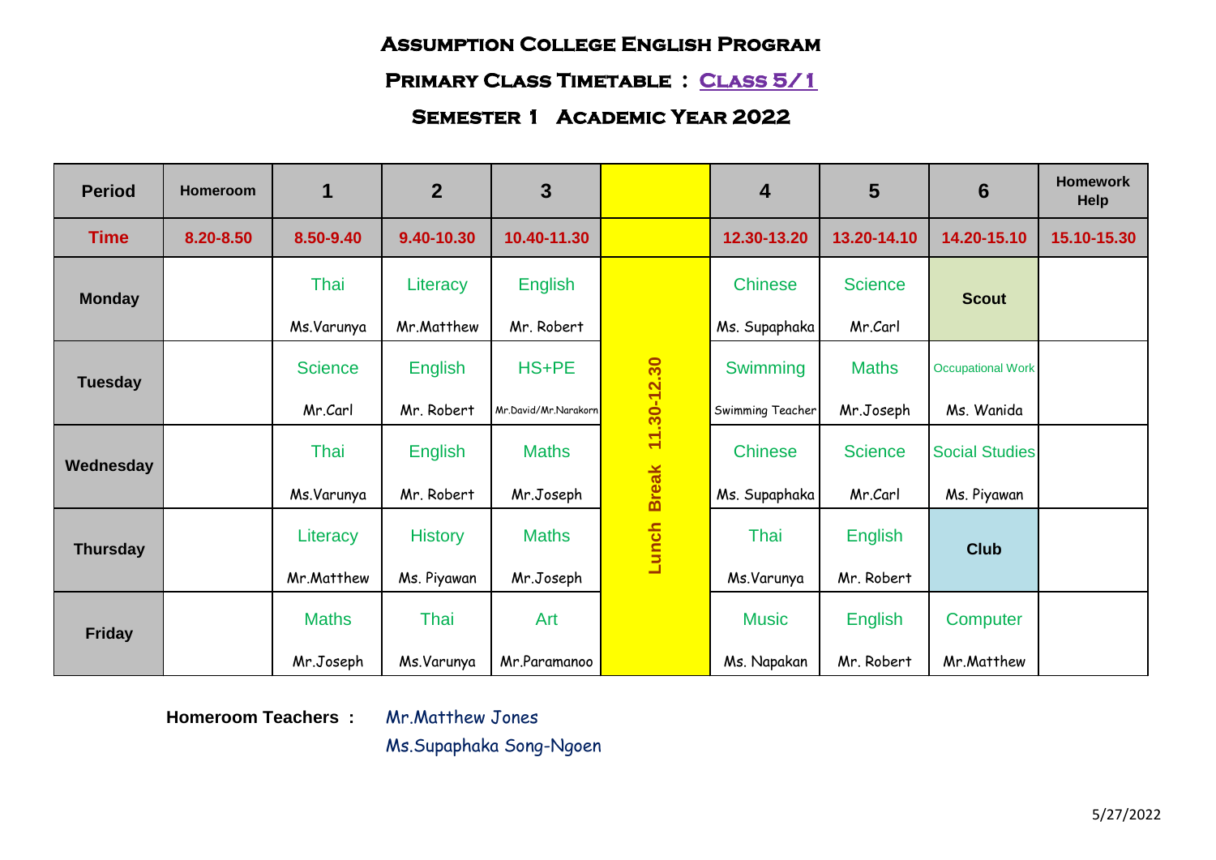# Assumption College English Program

## Primary Class Timetable : Class 5/1

## Semester 1 Academic Year 2022

| Period | Homeroom | 1 | 2 | 3 | | 4 | 5 | 6 | Homework Help |
|---|---|---|---|---|---|---|---|---|---|
| Time | 8.20-8.50 | 8.50-9.40 | 9.40-10.30 | 10.40-11.30 | | 12.30-13.20 | 13.20-14.10 | 14.20-15.10 | 15.10-15.30 |
| Monday | | Thai<br>Ms.Varunya | Literacy<br>Mr.Matthew | English<br>Mr. Robert | Lunch Break 11.30-12.30 | Chinese<br>Ms. Supaphaka | Science<br>Mr.Carl | Scout | |
| Tuesday | | Science<br>Mr.Carl | English<br>Mr. Robert | HS+PE<br>Mr.David/Mr.Narakorn | | Swimming<br>Swimming Teacher | Maths<br>Mr.Joseph | Occupational Work<br>Ms. Wanida | |
| Wednesday | | Thai<br>Ms.Varunya | English<br>Mr. Robert | Maths<br>Mr.Joseph | | Chinese<br>Ms. Supaphaka | Science<br>Mr.Carl | Social Studies<br>Ms. Piyawan | |
| Thursday | | Literacy<br>Mr.Matthew | History<br>Ms. Piyawan | Maths<br>Mr.Joseph | | Thai<br>Ms.Varunya | English<br>Mr. Robert | Club | |
| Friday | | Maths<br>Mr.Joseph | Thai<br>Ms.Varunya | Art<br>Mr.Paramanoo | | Music<br>Ms. Napakan | English<br>Mr. Robert | Computer<br>Mr.Matthew | |

**Homeroom Teachers :** Mr.Matthew Jones
Ms.Supaphaka Song-Ngoen

5/27/2022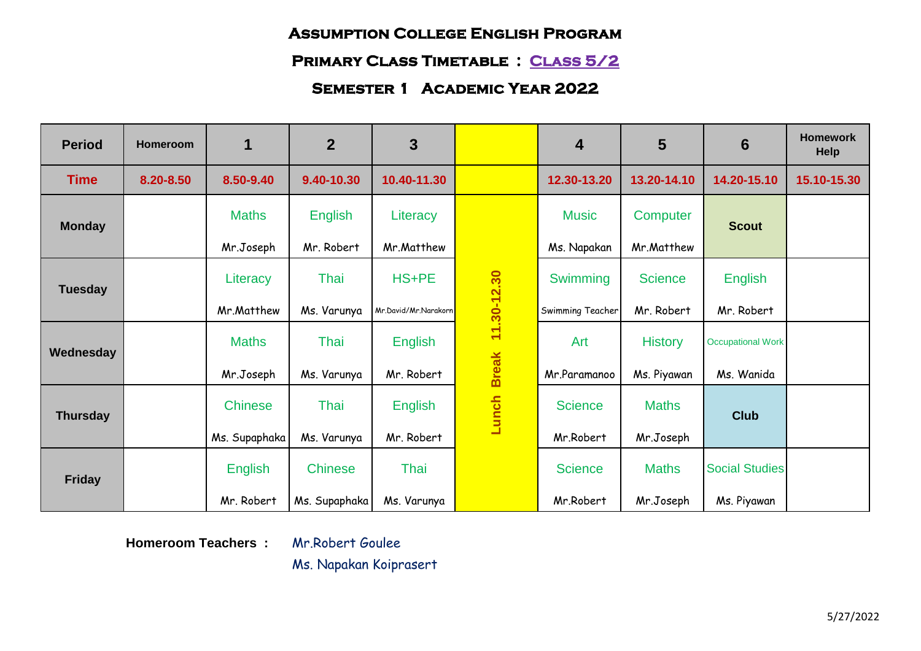# Assumption College English Program

## Primary Class Timetable : Class 5/2

## Semester 1 Academic Year 2022

| Period | Homeroom | 1 | 2 | 3 | | 4 | 5 | 6 | Homework Help |
|---|---|---|---|---|---|---|---|---|---|
| Time | 8.20-8.50 | 8.50-9.40 | 9.40-10.30 | 10.40-11.30 | | 12.30-13.20 | 13.20-14.10 | 14.20-15.10 | 15.10-15.30 |
| Monday | | Maths<br>Mr.Joseph | English<br>Mr. Robert | Literacy<br>Mr.Matthew | Lunch Break 11.30-12.30 | Music<br>Ms. Napakan | Computer<br>Mr.Matthew | Scout | |
| Tuesday | | Literacy<br>Mr.Matthew | Thai<br>Ms. Varunya | HS+PE<br>Mr.David/Mr.Narakorn | | Swimming<br>Swimming Teacher | Science<br>Mr. Robert | English<br>Mr. Robert | |
| Wednesday | | Maths<br>Mr.Joseph | Thai<br>Ms. Varunya | English<br>Mr. Robert | | Art<br>Mr.Paramanoo | History<br>Ms. Piyawan | Occupational Work<br>Ms. Wanida | |
| Thursday | | Chinese<br>Ms. Supaphaka | Thai<br>Ms. Varunya | English<br>Mr. Robert | | Science<br>Mr.Robert | Maths<br>Mr.Joseph | Club | |
| Friday | | English<br>Mr. Robert | Chinese<br>Ms. Supaphaka | Thai<br>Ms. Varunya | | Science<br>Mr.Robert | Maths<br>Mr.Joseph | Social Studies<br>Ms. Piyawan | |

**Homeroom Teachers :** Mr.Robert Goulee
Ms. Napakan Koiprasert

5/27/2022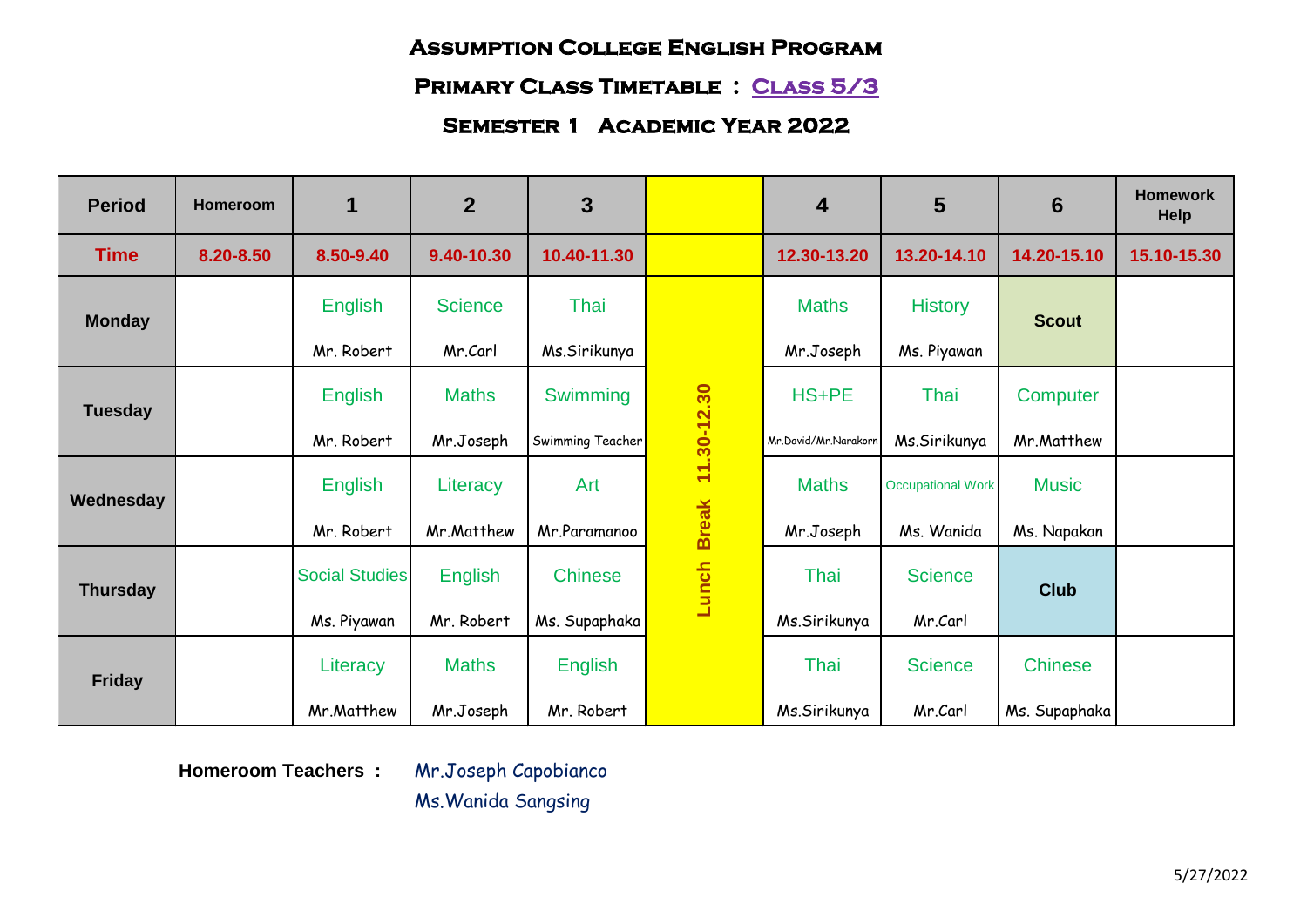# Assumption College English Program

## Primary Class Timetable : Class 5/3

## Semester 1 Academic Year 2022

| Period | Homeroom | 1 | 2 | 3 | | 4 | 5 | 6 | Homework Help |
|---|---|---|---|---|---|---|---|---|---|
| Time | 8.20-8.50 | 8.50-9.40 | 9.40-10.30 | 10.40-11.30 | | 12.30-13.20 | 13.20-14.10 | 14.20-15.10 | 15.10-15.30 |
| Monday | | English<br>Mr. Robert | Science<br>Mr.Carl | Thai<br>Ms.Sirikunya | Lunch Break 11.30-12.30 | Maths<br>Mr.Joseph | History<br>Ms. Piyawan | Scout | |
| Tuesday | | English<br>Mr. Robert | Maths<br>Mr.Joseph | Swimming<br>Swimming Teacher | | HS+PE<br>Mr.David/Mr.Narakorn | Thai<br>Ms.Sirikunya | Computer<br>Mr.Matthew | |
| Wednesday | | English<br>Mr. Robert | Literacy<br>Mr.Matthew | Art<br>Mr.Paramanoo | | Maths<br>Mr.Joseph | Occupational Work<br>Ms. Wanida | Music<br>Ms. Napakan | |
| Thursday | | Social Studies<br>Ms. Piyawan | English<br>Mr. Robert | Chinese<br>Ms. Supaphaka | | Thai<br>Ms.Sirikunya | Science<br>Mr.Carl | Club | |
| Friday | | Literacy<br>Mr.Matthew | Maths<br>Mr.Joseph | English<br>Mr. Robert | | Thai<br>Ms.Sirikunya | Science<br>Mr.Carl | Chinese<br>Ms. Supaphaka | |

**Homeroom Teachers :** Mr.Joseph Capobianco
Ms.Wanida Sangsing

5/27/2022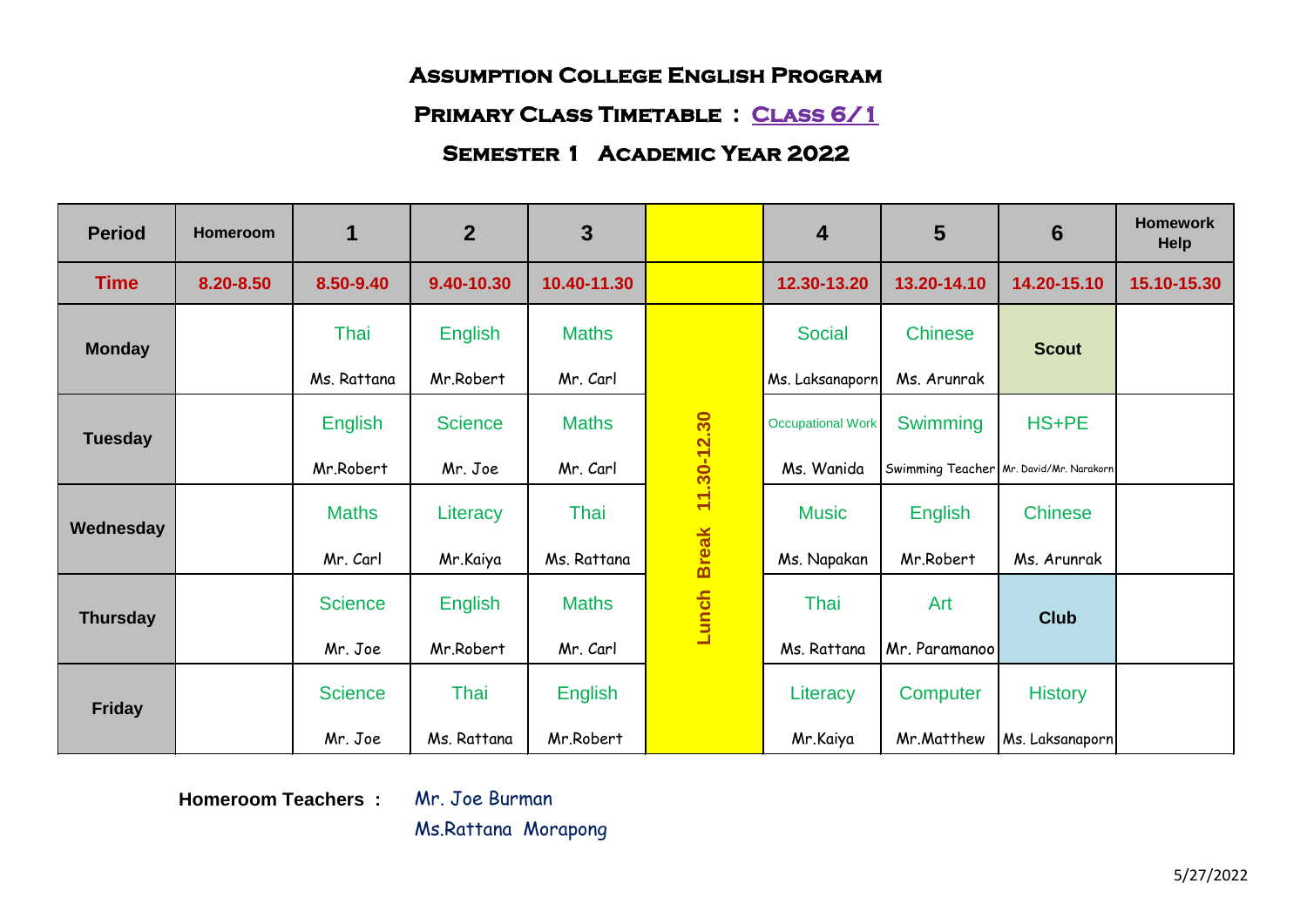# Assumption College English Program

## Primary Class Timetable : Class 6/1

## Semester 1 Academic Year 2022

| Period | Homeroom | 1 | 2 | 3 | | 4 | 5 | 6 | Homework Help |
|---|---|---|---|---|---|---|---|---|---|
| Time | 8.20-8.50 | 8.50-9.40 | 9.40-10.30 | 10.40-11.30 | | 12.30-13.20 | 13.20-14.10 | 14.20-15.10 | 15.10-15.30 |
| Monday | | Thai Ms. Rattana | English Mr.Robert | Maths Mr. Carl | Lunch Break 11.30-12.30 | Social Ms. Laksanaporn | Chinese Ms. Arunrak | Scout | |
| Tuesday | | English Mr.Robert | Science Mr. Joe | Maths Mr. Carl | | Occupational Work Ms. Wanida | Swimming Swimming Teacher | HS+PE Mr. David/Mr. Narakorn | |
| Wednesday | | Maths Mr. Carl | Literacy Mr.Kaiya | Thai Ms. Rattana | | Music Ms. Napakan | English Mr.Robert | Chinese Ms. Arunrak | |
| Thursday | | Science Mr. Joe | English Mr.Robert | Maths Mr. Carl | | Thai Ms. Rattana | Art Mr. Paramanoo | Club | |
| Friday | | Science Mr. Joe | Thai Ms. Rattana | English Mr.Robert | | Literacy Mr.Kaiya | Computer Mr.Matthew | History Ms. Laksanaporn | |

**Homeroom Teachers :** Mr. Joe Burman
Ms.Rattana Morapong

5/27/2022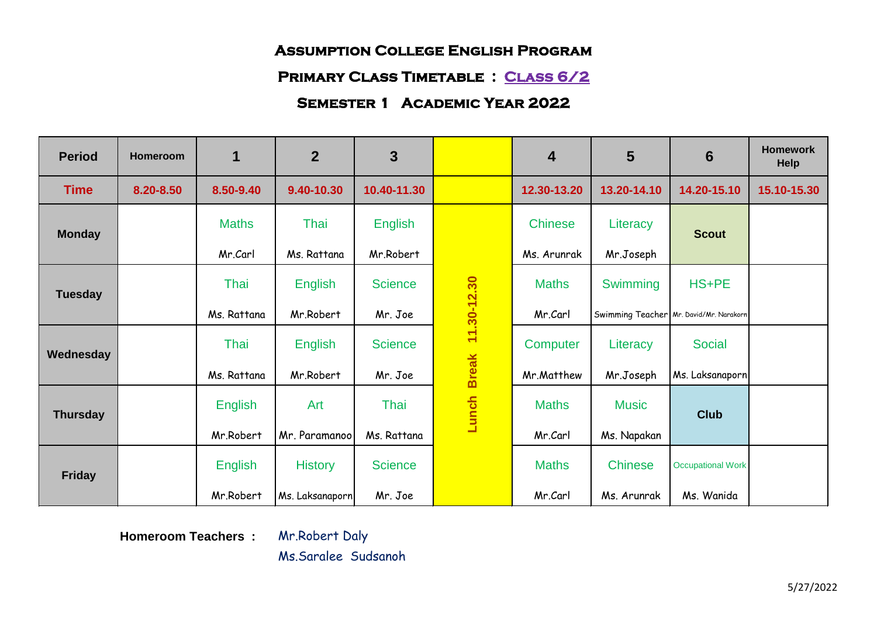# Assumption College English Program

## Primary Class Timetable : Class 6/2

## Semester 1 Academic Year 2022

| Period | Homeroom | 1 | 2 | 3 | | 4 | 5 | 6 | Homework Help |
|---|---|---|---|---|---|---|---|---|---|
| **Time** | 8.20-8.50 | 8.50-9.40 | 9.40-10.30 | 10.40-11.30 | | 12.30-13.20 | 13.20-14.10 | 14.20-15.10 | 15.10-15.30 |
| **Monday** | | Maths Mr.Carl | Thai Ms. Rattana | English Mr.Robert | Lunch Break 11.30-12.30 | Chinese Ms. Arunrak | Literacy Mr.Joseph | **Scout** | |
| **Tuesday** | | Thai Ms. Rattana | English Mr.Robert | Science Mr. Joe | | Maths Mr.Carl | Swimming Swimming Teacher | HS+PE Mr. David/Mr. Narakorn | |
| **Wednesday** | | Thai Ms. Rattana | English Mr.Robert | Science Mr. Joe | | Computer Mr.Matthew | Literacy Mr.Joseph | Social Ms. Laksanaporn | |
| **Thursday** | | English Mr.Robert | Art Mr. Paramanoo | Thai Ms. Rattana | | Maths Mr.Carl | Music Ms. Napakan | **Club** | |
| **Friday** | | English Mr.Robert | History Ms. Laksanaporn | Science Mr. Joe | | Maths Mr.Carl | Chinese Ms. Arunrak | Occupational Work Ms. Wanida | |

**Homeroom Teachers :** Mr.Robert Daly
Ms.Saralee Sudsanoh

5/27/2022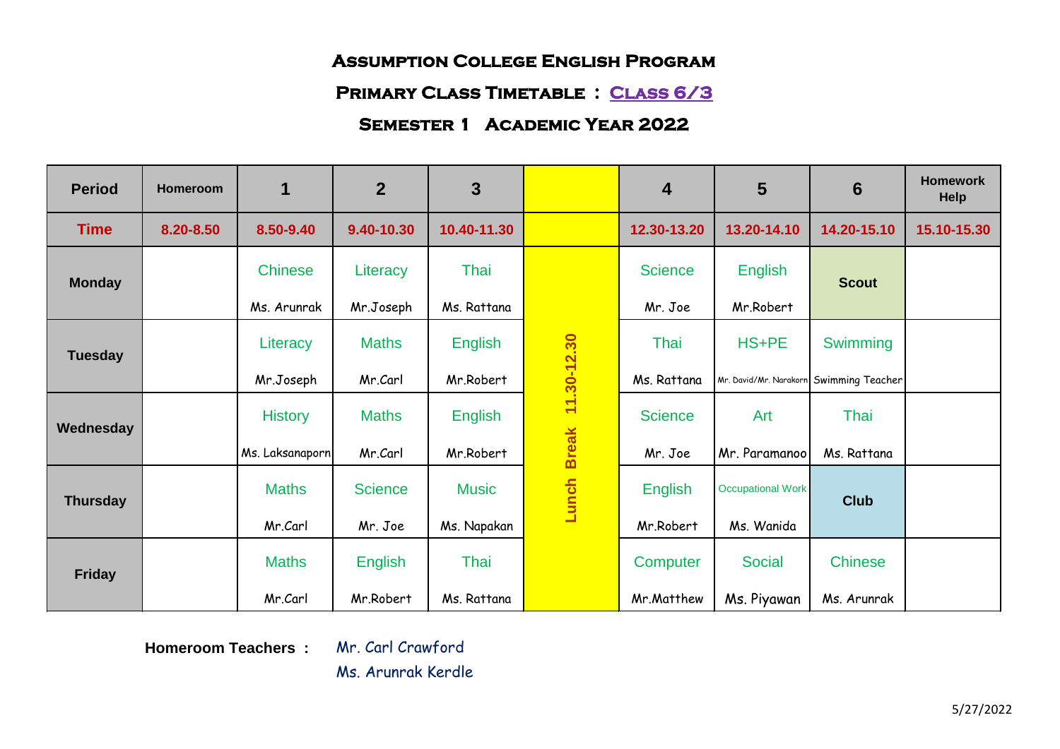# Assumption College English Program

## Primary Class Timetable : Class 6/3

## Semester 1 Academic Year 2022

| Period | Homeroom | 1 | 2 | 3 | | 4 | 5 | 6 | Homework Help |
|---|---|---|---|---|---|---|---|---|---|
| Time | 8.20-8.50 | 8.50-9.40 | 9.40-10.30 | 10.40-11.30 | | 12.30-13.20 | 13.20-14.10 | 14.20-15.10 | 15.10-15.30 |
| Monday | | Chinese<br>Ms. Arunrak | Literacy<br>Mr.Joseph | Thai<br>Ms. Rattana | Lunch Break 11.30-12.30 | Science<br>Mr. Joe | English<br>Mr.Robert | Scout | |
| Tuesday | | Literacy<br>Mr.Joseph | Maths<br>Mr.Carl | English<br>Mr.Robert | | Thai<br>Ms. Rattana | HS+PE<br>Mr. David/Mr. Narakorn | Swimming<br>Swimming Teacher | |
| Wednesday | | History<br>Ms. Laksanaporn | Maths<br>Mr.Carl | English<br>Mr.Robert | | Science<br>Mr. Joe | Art<br>Mr. Paramanoo | Thai<br>Ms. Rattana | |
| Thursday | | Maths<br>Mr.Carl | Science<br>Mr. Joe | Music<br>Ms. Napakan | | English<br>Mr.Robert | Occupational Work<br>Ms. Wanida | Club | |
| Friday | | Maths<br>Mr.Carl | English<br>Mr.Robert | Thai<br>Ms. Rattana | | Computer<br>Mr.Matthew | Social<br>Ms. Piyawan | Chinese<br>Ms. Arunrak | |

**Homeroom Teachers :** Mr. Carl Crawford
Ms. Arunrak Kerdle

5/27/2022